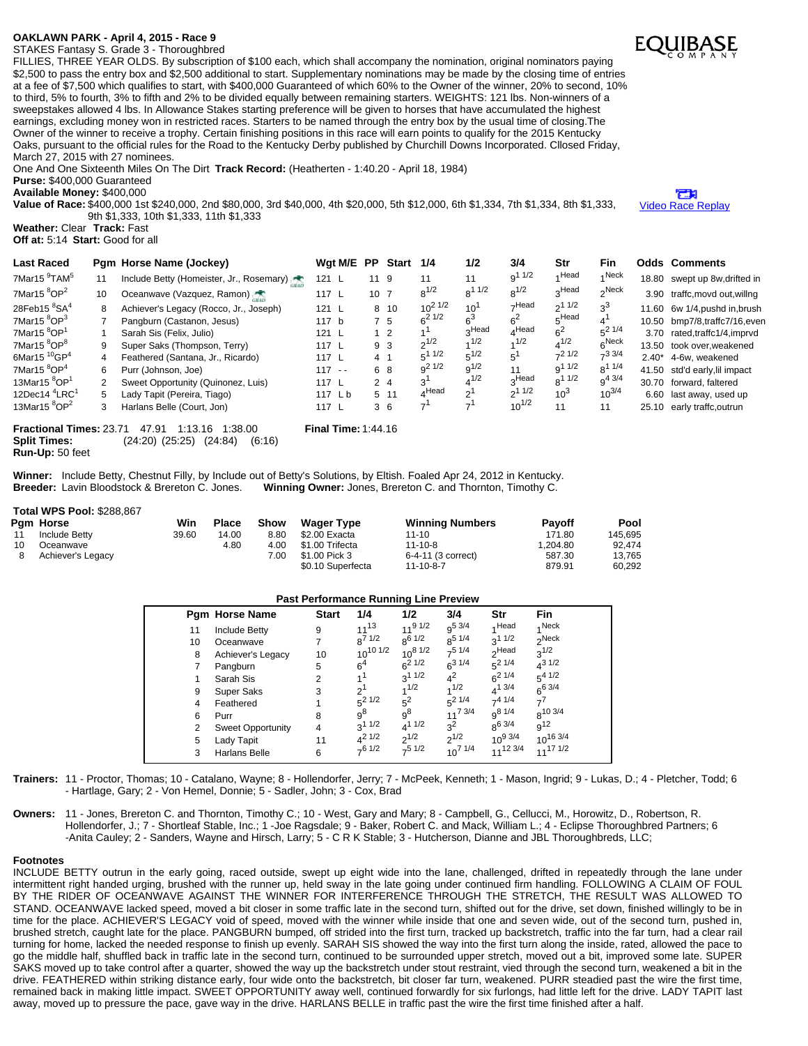**OAKLAWN PARK - April 4, 2015 - Race 9**

STAKES Fantasy S. Grade 3 - Thoroughbred

FILLIES, THREE YEAR OLDS. By subscription of $100 each, which shall accompany the nomination, original nominators paying $2,500 to pass the entry box and $2,500 additional to start. Supplementary nominations may be made by the closing time of entries at a fee of $7,500 which qualifies to start, with $400,000 Guaranteed of which 60% to the Owner of the winner, 20% to second, 10% to third, 5% to fourth, 3% to fifth and 2% to be divided equally between remaining starters. WEIGHTS: 121 lbs. Non-winners of a sweepstakes allowed 4 lbs. In Allowance Stakes starting preference will be given to horses that have accumulated the highest earnings, excluding money won in restricted races. Starters to be named through the entry box by the usual time of closing.The Owner of the winner to receive a trophy. Certain finishing positions in this race will earn points to qualify for the 2015 Kentucky Oaks, pursuant to the official rules for the Road to the Kentucky Derby published by Churchill Downs Incorporated. Cllosed Friday, March 27, 2015 with 27 nominees.

One And One Sixteenth Miles On The Dirt **Track Record:** (Heatherten - 1:40.20 - April 18, 1984)

**Purse:** $400,000 Guaranteed

**Available Money:** $400,000

**Value of Race:** $400,000 1st $240,000, 2nd $80,000, 3rd $40,000, 4th $20,000, 5th $12,000, 6th $1,334, 7th $1,334, 8th $1,333, 9th $1,333, 10th $1,333, 11th $1,333

Video Race Replay

**Weather:** Clear **Track:** Fast

**Off at:** 5:14 **Start:** Good for all

| Last Raced | Pgm | Horse Name (Jockey) | Wgt | M/E | PP | Start | 1/4 | 1/2 | 3/4 | Str | Fin | Odds | Comments |
|---|---|---|---|---|---|---|---|---|---|---|---|---|---|
| 7Mar15 9TAM5 | 11 | Include Betty (Homeister, Jr., Rosemary) | 121 | L | 11 | 9 | 11 | 11 | 9 1 1/2 | 1 Head | 1 Neck | 18.80 | swept up 8w,drifted in |
| 7Mar15 8OP2 | 10 | Oceanwave (Vazquez, Ramon) | 117 | L | 10 | 7 | 8 1/2 | 8 1 1/2 | 8 1/2 | 3 Head | 2 Neck | 3.90 | traffc,movd out,willng |
| 28Feb15 8SA4 | 8 | Achiever's Legacy (Rocco, Jr., Joseph) | 121 | L | 8 | 10 | 10 2 1/2 | 10 1 | 7 Head | 2 1 1/2 | 3 3 | 11.60 | 6w 1/4,pushd in,brush |
| 7Mar15 8OP3 | 7 | Pangburn (Castanon, Jesus) | 117 | b | 7 | 5 | 6 2 1/2 | 6 3 | 6 2 | 5 Head | 4 1 | 10.50 | bmp7/8,traffc7/16,even |
| 7Mar15 8OP1 | 1 | Sarah Sis (Felix, Julio) | 121 | L | 1 | 2 | 1 1 | 3 Head | 4 Head | 6 2 | 5 2 1/4 | 3.70 | rated,traffc1/4,imprvd |
| 7Mar15 8OP8 | 9 | Super Saks (Thompson, Terry) | 117 | L | 9 | 3 | 2 1/2 | 1 1/2 | 1 1/2 | 4 1/2 | 6 Neck | 13.50 | took over,weakened |
| 6Mar15 10GP4 | 4 | Feathered (Santana, Jr., Ricardo) | 117 | L | 4 | 1 | 5 1 1/2 | 5 1/2 | 5 1 | 7 2 1/2 | 7 3 3/4 | 2.40* | 4-6w, weakened |
| 7Mar15 8OP4 | 6 | Purr (Johnson, Joe) | 117 | - - | 6 | 8 | 9 2 1/2 | 9 1/2 | 11 | 9 1 1/2 | 8 1 1/4 | 41.50 | std'd early,lil impact |
| 13Mar15 8OP1 | 2 | Sweet Opportunity (Quinonez, Luis) | 117 | L | 2 | 4 | 3 1 | 4 1/2 | 3 Head | 8 1 1/2 | 9 4 3/4 | 30.70 | forward, faltered |
| 12Dec14 4LRC1 | 5 | Lady Tapit (Pereira, Tiago) | 117 | L b | 5 | 11 | 4 Head | 2 1 | 2 1 1/2 | 10 3 | 10 3/4 | 6.60 | last away, used up |
| 13Mar15 8OP2 | 3 | Harlans Belle (Court, Jon) | 117 | L | 3 | 6 | 7 1 | 7 1 | 10 1/2 | 11 | 11 | 25.10 | early traffc,outrun |

**Fractional Times:** 23.71 47.91 1:13.16 1:38.00 **Final Time:** 1:44.16

**Split Times:** (24:20) (25:25) (24:84) (6:16)

**Run-Up:** 50 feet

**Winner:** Include Betty, Chestnut Filly, by Include out of Betty's Solutions, by Eltish. Foaled Apr 24, 2012 in Kentucky.

**Breeder:** Lavin Bloodstock & Brereton C. Jones. **Winning Owner:** Jones, Brereton C. and Thornton, Timothy C.

**Total WPS Pool:** $288,867

| Pgm | Horse | Win | Place | Show | Wager Type | Winning Numbers | Payoff | Pool |
|---|---|---|---|---|---|---|---|---|
| 11 | Include Betty | 39.60 | 14.00 | 8.80 | $2.00 Exacta | 11-10 | 171.80 | 145,695 |
| 10 | Oceanwave | | 4.80 | 4.00 | $1.00 Trifecta | 11-10-8 | 1,204.80 | 92,474 |
| 8 | Achiever's Legacy | | | 7.00 | $1.00 Pick 3 | 6-4-11 (3 correct) | 587.30 | 13,765 |
| | | | | | $0.10 Superfecta | 11-10-8-7 | 879.91 | 60,292 |

**Past Performance Running Line Preview**

| Pgm | Horse Name | Start | 1/4 | 1/2 | 3/4 | Str | Fin |
|---|---|---|---|---|---|---|---|
| 11 | Include Betty | 9 | 11 13 | 11 9 1/2 | 9 5 3/4 | 1 Head | 1 Neck |
| 10 | Oceanwave | 7 | 8 7 1/2 | 8 6 1/2 | 8 5 1/4 | 3 1 1/2 | 2 Neck |
| 8 | Achiever's Legacy | 10 | 10 10 1/2 | 10 8 1/2 | 7 5 1/4 | 2 Head | 3 1/2 |
| 7 | Pangburn | 5 | 6 4 | 6 2 1/2 | 6 3 1/4 | 5 2 1/4 | 4 3 1/2 |
| 1 | Sarah Sis | 2 | 1 1 | 3 1 1/2 | 4 2 | 6 2 1/4 | 5 4 1/2 |
| 9 | Super Saks | 3 | 2 1 | 1 1/2 | 1 1/2 | 4 1 3/4 | 6 6 3/4 |
| 4 | Feathered | 1 | 5 2 1/2 | 5 2 | 5 2 1/4 | 7 4 1/4 | 7 7 |
| 6 | Purr | 8 | 9 8 | 9 8 | 11 7 3/4 | 9 8 1/4 | 8 10 3/4 |
| 2 | Sweet Opportunity | 4 | 3 1 1/2 | 4 1 1/2 | 3 2 | 8 6 3/4 | 9 12 |
| 5 | Lady Tapit | 11 | 4 2 1/2 | 2 1/2 | 2 1/2 | 10 9 3/4 | 10 16 3/4 |
| 3 | Harlans Belle | 6 | 7 6 1/2 | 7 5 1/2 | 10 7 1/4 | 11 12 3/4 | 11 17 1/2 |

**Trainers:** 11 - Proctor, Thomas; 10 - Catalano, Wayne; 8 - Hollendorfer, Jerry; 7 - McPeek, Kenneth; 1 - Mason, Ingrid; 9 - Lukas, D.; 4 - Pletcher, Todd; 6 - Hartlage, Gary; 2 - Von Hemel, Donnie; 5 - Sadler, John; 3 - Cox, Brad

**Owners:** 11 - Jones, Brereton C. and Thornton, Timothy C.; 10 - West, Gary and Mary; 8 - Campbell, G., Cellucci, M., Horowitz, D., Robertson, R. Hollendorfer, J.; 7 - Shortleaf Stable, Inc.; 1 -Joe Ragsdale; 9 - Baker, Robert C. and Mack, William L.; 4 - Eclipse Thoroughbred Partners; 6 -Anita Cauley; 2 - Sanders, Wayne and Hirsch, Larry; 5 - C R K Stable; 3 - Hutcherson, Dianne and JBL Thoroughbreds, LLC;

**Footnotes**

INCLUDE BETTY outrun in the early going, raced outside, swept up eight wide into the lane, challenged, drifted in repeatedly through the lane under intermittent right handed urging, brushed with the runner up, held sway in the late going under continued firm handling. FOLLOWING A CLAIM OF FOUL BY THE RIDER OF OCEANWAVE AGAINST THE WINNER FOR INTERFERENCE THROUGH THE STRETCH, THE RESULT WAS ALLOWED TO STAND. OCEANWAVE lacked speed, moved a bit closer in some traffic late in the second turn, shifted out for the drive, set down, finished willingly to be in time for the place. ACHIEVER'S LEGACY void of speed, moved with the winner while inside that one and seven wide, out of the second turn, pushed in, brushed stretch, caught late for the place. PANGBURN bumped, off strided into the first turn, tracked up backstretch, traffic into the far turn, had a clear rail turning for home, lacked the needed response to finish up evenly. SARAH SIS showed the way into the first turn along the inside, rated, allowed the pace to go the middle half, shuffled back in traffic late in the second turn, continued to be surrounded upper stretch, moved out a bit, improved some late. SUPER SAKS moved up to take control after a quarter, showed the way up the backstretch under stout restraint, vied through the second turn, weakened a bit in the drive. FEATHERED within striking distance early, four wide onto the backstretch, bit closer far turn, weakened. PURR steadied past the wire the first time, remained back in making little impact. SWEET OPPORTUNITY away well, continued forwardly for six furlongs, had little left for the drive. LADY TAPIT last away, moved up to pressure the pace, gave way in the drive. HARLANS BELLE in traffic past the wire the first time finished after a half.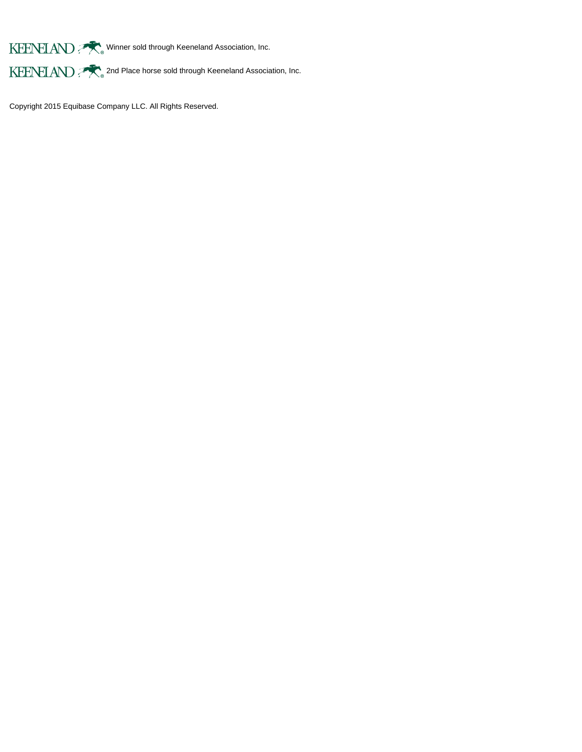KEENELAND Winner sold through Keeneland Association, Inc.

KEENELAND 2nd Place horse sold through Keeneland Association, Inc.

Copyright 2015 Equibase Company LLC. All Rights Reserved.